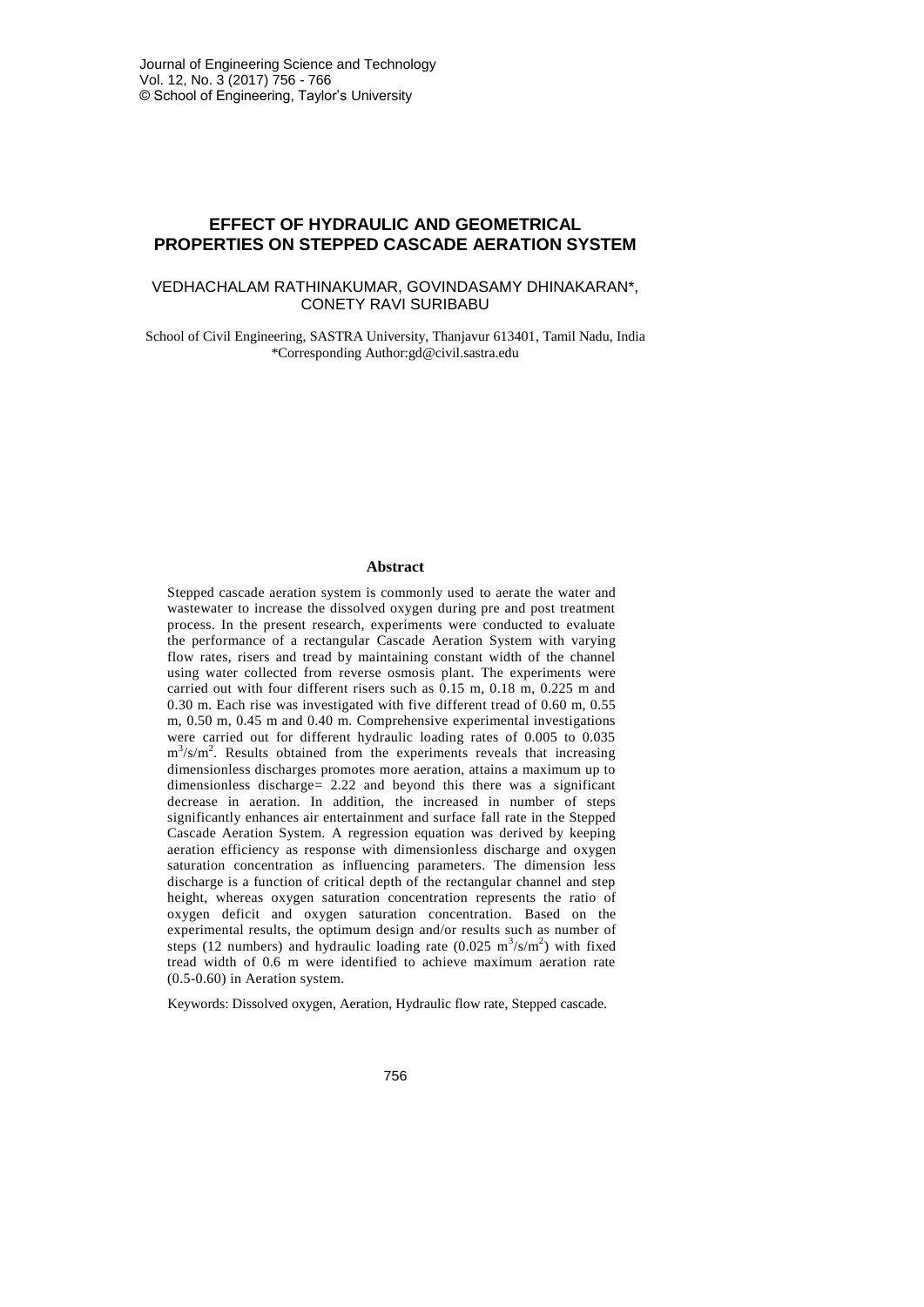# EFFECT OF HYDRAULIC AND GEOMETRICAL PROPERTIES ON STEPPED CASCADE AERATION SYSTEM

VEDHACHALAM RATHINAKUMAR, GOVINDASAMY DHINAKARAN*, CONETY RAVI SURIBABU

School of Civil Engineering, SASTRA University, Thanjavur 613401, Tamil Nadu, India
*Corresponding Author:gd@civil.sastra.edu

## Abstract

Stepped cascade aeration system is commonly used to aerate the water and wastewater to increase the dissolved oxygen during pre and post treatment process. In the present research, experiments were conducted to evaluate the performance of a rectangular Cascade Aeration System with varying flow rates, risers and tread by maintaining constant width of the channel using water collected from reverse osmosis plant. The experiments were carried out with four different risers such as 0.15 m, 0.18 m, 0.225 m and 0.30 m. Each rise was investigated with five different tread of 0.60 m, 0.55 m, 0.50 m, 0.45 m and 0.40 m. Comprehensive experimental investigations were carried out for different hydraulic loading rates of 0.005 to 0.035 $m^3/s/m^2$. Results obtained from the experiments reveals that increasing dimensionless discharges promotes more aeration, attains a maximum up to dimensionless discharge= 2.22 and beyond this there was a significant decrease in aeration. In addition, the increased in number of steps significantly enhances air entertainment and surface fall rate in the Stepped Cascade Aeration System. A regression equation was derived by keeping aeration efficiency as response with dimensionless discharge and oxygen saturation concentration as influencing parameters. The dimension less discharge is a function of critical depth of the rectangular channel and step height, whereas oxygen saturation concentration represents the ratio of oxygen deficit and oxygen saturation concentration. Based on the experimental results, the optimum design and/or results such as number of steps (12 numbers) and hydraulic loading rate (0.025 $m^3/s/m^2$) with fixed tread width of 0.6 m were identified to achieve maximum aeration rate (0.5-0.60) in Aeration system.

Keywords: Dissolved oxygen, Aeration, Hydraulic flow rate, Stepped cascade.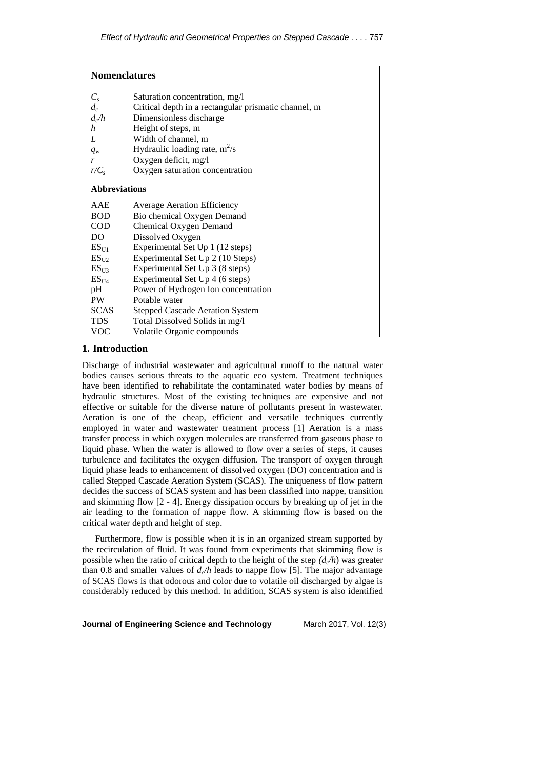## Nomenclatures

| | |
|---|---|
| $C_s$ | Saturation concentration, mg/l |
| $d_c$ | Critical depth in a rectangular prismatic channel, m |
| $d_c/h$ | Dimensionless discharge |
| $h$ | Height of steps, m |
| $L$ | Width of channel, m |
| $q_w$ | Hydraulic loading rate, $m^2/s$ |
| $r$ | Oxygen deficit, mg/l |
| $r/C_s$ | Oxygen saturation concentration |

### Abbreviations

| | |
|---|---|
| AAE | Average Aeration Efficiency |
| BOD | Bio chemical Oxygen Demand |
| COD | Chemical Oxygen Demand |
| DO | Dissolved Oxygen |
| $ES_{U1}$ | Experimental Set Up 1 (12 steps) |
| $ES_{U2}$ | Experimental Set Up 2 (10 Steps) |
| $ES_{U3}$ | Experimental Set Up 3 (8 steps) |
| $ES_{U4}$ | Experimental Set Up 4 (6 steps) |
| pH | Power of Hydrogen Ion concentration |
| PW | Potable water |
| SCAS | Stepped Cascade Aeration System |
| TDS | Total Dissolved Solids in mg/l |
| VOC | Volatile Organic compounds |

## 1. Introduction

Discharge of industrial wastewater and agricultural runoff to the natural water bodies causes serious threats to the aquatic eco system. Treatment techniques have been identified to rehabilitate the contaminated water bodies by means of hydraulic structures. Most of the existing techniques are expensive and not effective or suitable for the diverse nature of pollutants present in wastewater. Aeration is one of the cheap, efficient and versatile techniques currently employed in water and wastewater treatment process [1] Aeration is a mass transfer process in which oxygen molecules are transferred from gaseous phase to liquid phase. When the water is allowed to flow over a series of steps, it causes turbulence and facilitates the oxygen diffusion. The transport of oxygen through liquid phase leads to enhancement of dissolved oxygen (DO) concentration and is called Stepped Cascade Aeration System (SCAS). The uniqueness of flow pattern decides the success of SCAS system and has been classified into nappe, transition and skimming flow [2 - 4]. Energy dissipation occurs by breaking up of jet in the air leading to the formation of nappe flow. A skimming flow is based on the critical water depth and height of step.

Furthermore, flow is possible when it is in an organized stream supported by the recirculation of fluid. It was found from experiments that skimming flow is possible when the ratio of critical depth to the height of the step $(d_c/h)$ was greater than 0.8 and smaller values of $d_c/h$ leads to nappe flow [5]. The major advantage of SCAS flows is that odorous and color due to volatile oil discharged by algae is considerably reduced by this method. In addition, SCAS system is also identified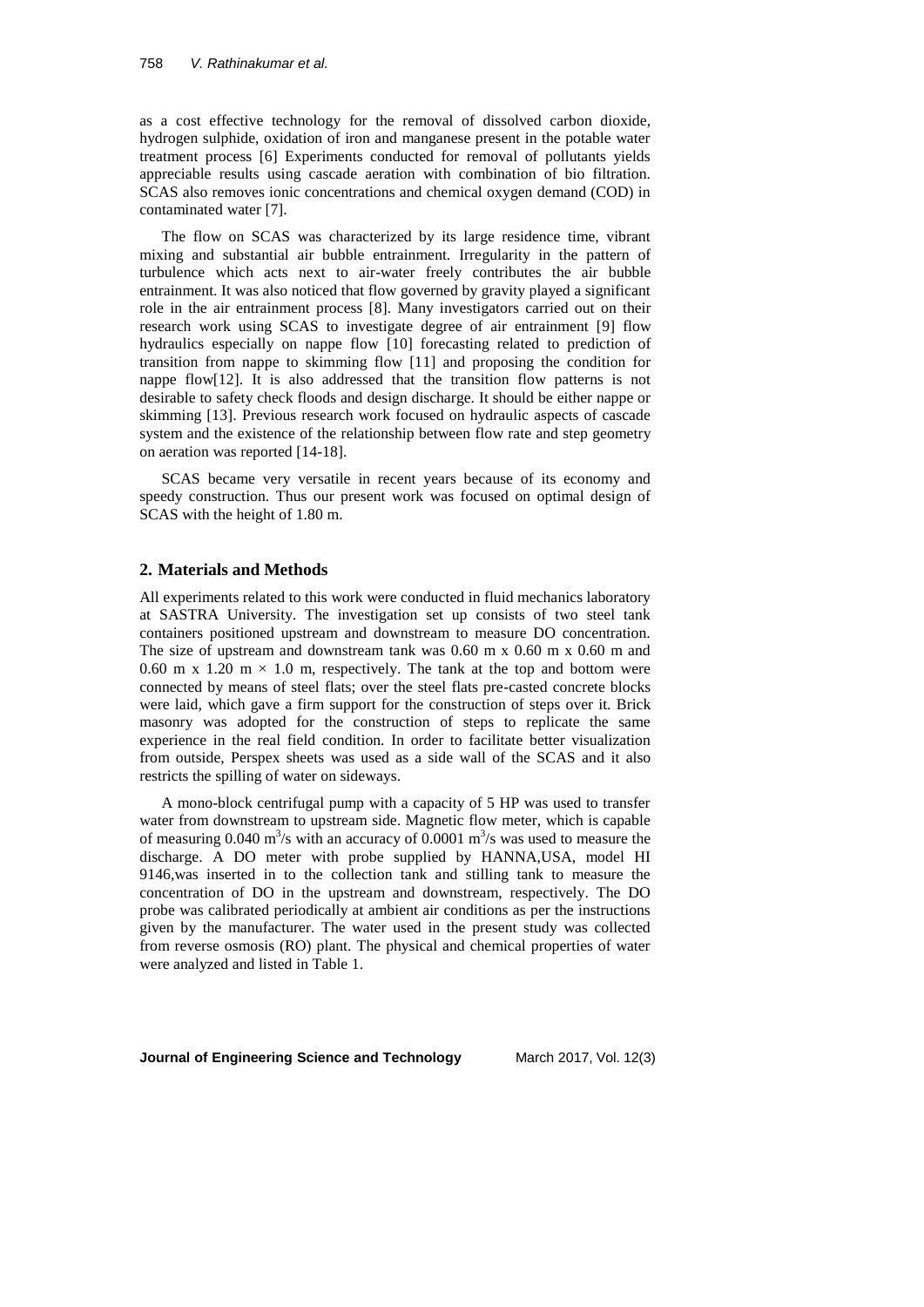as a cost effective technology for the removal of dissolved carbon dioxide, hydrogen sulphide, oxidation of iron and manganese present in the potable water treatment process [6] Experiments conducted for removal of pollutants yields appreciable results using cascade aeration with combination of bio filtration. SCAS also removes ionic concentrations and chemical oxygen demand (COD) in contaminated water [7].

The flow on SCAS was characterized by its large residence time, vibrant mixing and substantial air bubble entrainment. Irregularity in the pattern of turbulence which acts next to air-water freely contributes the air bubble entrainment. It was also noticed that flow governed by gravity played a significant role in the air entrainment process [8]. Many investigators carried out on their research work using SCAS to investigate degree of air entrainment [9] flow hydraulics especially on nappe flow [10] forecasting related to prediction of transition from nappe to skimming flow [11] and proposing the condition for nappe flow[12]. It is also addressed that the transition flow patterns is not desirable to safety check floods and design discharge. It should be either nappe or skimming [13]. Previous research work focused on hydraulic aspects of cascade system and the existence of the relationship between flow rate and step geometry on aeration was reported [14-18].

SCAS became very versatile in recent years because of its economy and speedy construction. Thus our present work was focused on optimal design of SCAS with the height of 1.80 m.

## 2. Materials and Methods

All experiments related to this work were conducted in fluid mechanics laboratory at SASTRA University. The investigation set up consists of two steel tank containers positioned upstream and downstream to measure DO concentration. The size of upstream and downstream tank was 0.60 m x 0.60 m x 0.60 m and 0.60 m x 1.20 m × 1.0 m, respectively. The tank at the top and bottom were connected by means of steel flats; over the steel flats pre-casted concrete blocks were laid, which gave a firm support for the construction of steps over it. Brick masonry was adopted for the construction of steps to replicate the same experience in the real field condition. In order to facilitate better visualization from outside, Perspex sheets was used as a side wall of the SCAS and it also restricts the spilling of water on sideways.

A mono-block centrifugal pump with a capacity of 5 HP was used to transfer water from downstream to upstream side. Magnetic flow meter, which is capable of measuring 0.040 $m^3/s$ with an accuracy of 0.0001 $m^3/s$ was used to measure the discharge. A DO meter with probe supplied by HANNA,USA, model HI 9146,was inserted in to the collection tank and stilling tank to measure the concentration of DO in the upstream and downstream, respectively. The DO probe was calibrated periodically at ambient air conditions as per the instructions given by the manufacturer. The water used in the present study was collected from reverse osmosis (RO) plant. The physical and chemical properties of water were analyzed and listed in Table 1.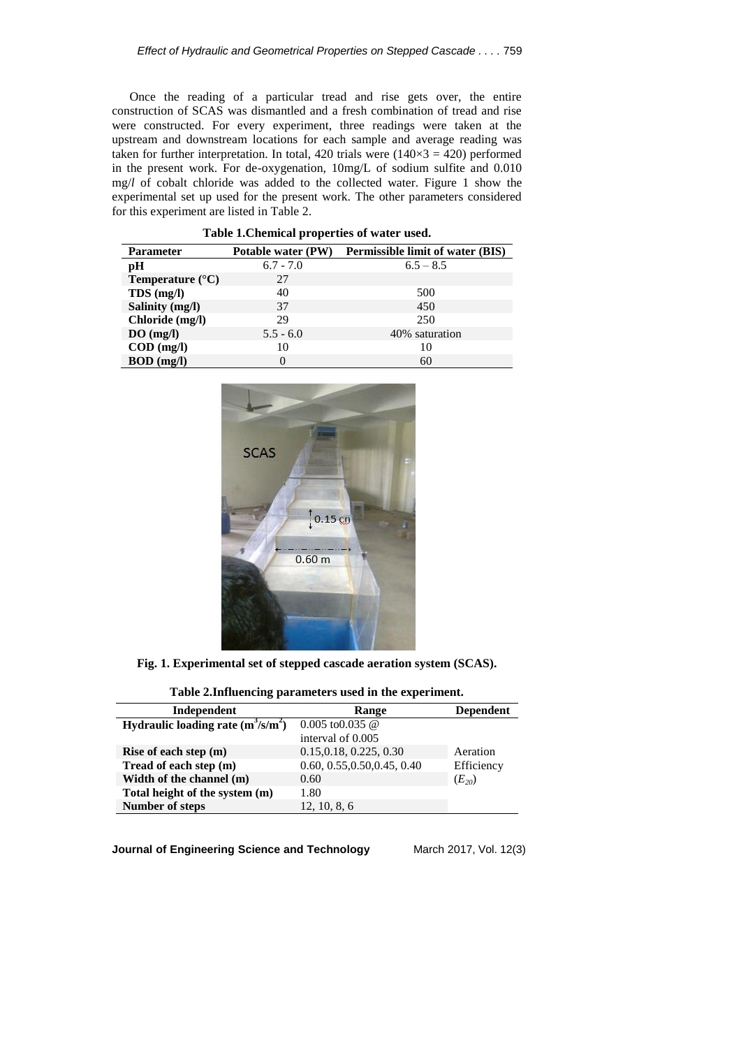Once the reading of a particular tread and rise gets over, the entire construction of SCAS was dismantled and a fresh combination of tread and rise were constructed. For every experiment, three readings were taken at the upstream and downstream locations for each sample and average reading was taken for further interpretation. In total, 420 trials were (140×3 = 420) performed in the present work. For de-oxygenation, 10mg/L of sodium sulfite and 0.010 mg/*l* of cobalt chloride was added to the collected water. Figure 1 show the experimental set up used for the present work. The other parameters considered for this experiment are listed in Table 2.

**Table 1.Chemical properties of water used.**

| Parameter | Potable water (PW) | Permissible limit of water (BIS) |
|---|---|---|
| **pH** | 6.7 - 7.0 | 6.5 – 8.5 |
| **Temperature (°C)** | 27 | |
| **TDS (mg/l)** | 40 | 500 |
| **Salinity (mg/l)** | 37 | 450 |
| **Chloride (mg/l)** | 29 | 250 |
| **DO (mg/l)** | 5.5 - 6.0 | 40% saturation |
| **COD (mg/l)** | 10 | 10 |
| **BOD (mg/l)** | 0 | 60 |

**Fig. 1. Experimental set of stepped cascade aeration system (SCAS).**

**Table 2.Influencing parameters used in the experiment.**

| Independent | Range | Dependent |
|---|---|---|
| **Hydraulic loading rate ($m^3/s/m^2$)** | 0.005 to0.035 @ interval of 0.005 | |
| **Rise of each step (m)** | 0.15,0.18, 0.225, 0.30 | Aeration |
| **Tread of each step (m)** | 0.60, 0.55,0.50,0.45, 0.40 | Efficiency |
| **Width of the channel (m)** | 0.60 | ($E_{20}$) |
| **Total height of the system (m)** | 1.80 | |
| **Number of steps** | 12, 10, 8, 6 | |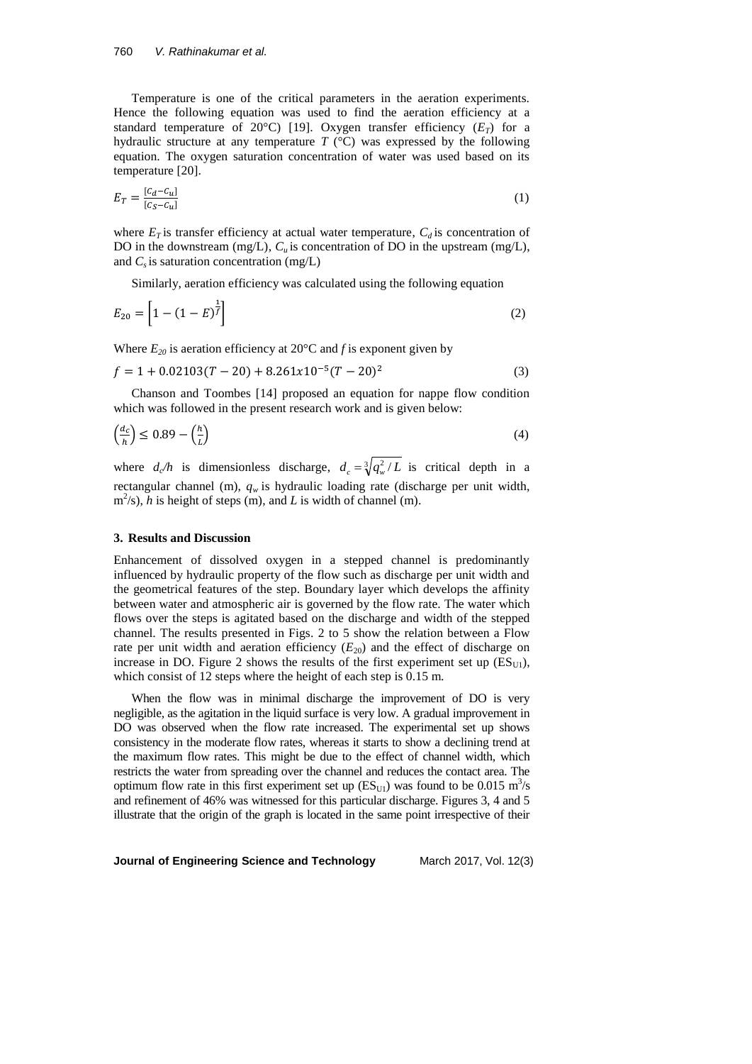Temperature is one of the critical parameters in the aeration experiments. Hence the following equation was used to find the aeration efficiency at a standard temperature of 20°C) [19]. Oxygen transfer efficiency ($E_T$) for a hydraulic structure at any temperature $T$ (°C) was expressed by the following equation. The oxygen saturation concentration of water was used based on its temperature [20].

$$E_T = \frac{[C_d - C_u]}{[C_S - C_u]} \tag{1}$$

where $E_T$ is transfer efficiency at actual water temperature, $C_d$ is concentration of DO in the downstream (mg/L), $C_u$ is concentration of DO in the upstream (mg/L), and $C_s$ is saturation concentration (mg/L)

Similarly, aeration efficiency was calculated using the following equation

$$E_{20} = \left[1 - (1 - E)^{\frac{1}{f}}\right] \tag{2}$$

Where $E_{20}$ is aeration efficiency at 20°C and $f$ is exponent given by

$$f = 1 + 0.02103(T - 20) + 8.261x10^{-5}(T - 20)^2 \tag{3}$$

Chanson and Toombes [14] proposed an equation for nappe flow condition which was followed in the present research work and is given below:

$$\left(\frac{d_c}{h}\right) \leq 0.89 - \left(\frac{h}{L}\right) \tag{4}$$

where $d_c/h$ is dimensionless discharge, $d_c = \sqrt[3]{q_w^2 / L}$ is critical depth in a rectangular channel (m), $q_w$ is hydraulic loading rate (discharge per unit width, $m^2/s$), $h$ is height of steps (m), and $L$ is width of channel (m).

### 3. Results and Discussion

Enhancement of dissolved oxygen in a stepped channel is predominantly influenced by hydraulic property of the flow such as discharge per unit width and the geometrical features of the step. Boundary layer which develops the affinity between water and atmospheric air is governed by the flow rate. The water which flows over the steps is agitated based on the discharge and width of the stepped channel. The results presented in Figs. 2 to 5 show the relation between a Flow rate per unit width and aeration efficiency ($E_{20}$) and the effect of discharge on increase in DO. Figure 2 shows the results of the first experiment set up ($ES_{U1}$), which consist of 12 steps where the height of each step is 0.15 m.

When the flow was in minimal discharge the improvement of DO is very negligible, as the agitation in the liquid surface is very low. A gradual improvement in DO was observed when the flow rate increased. The experimental set up shows consistency in the moderate flow rates, whereas it starts to show a declining trend at the maximum flow rates. This might be due to the effect of channel width, which restricts the water from spreading over the channel and reduces the contact area. The optimum flow rate in this first experiment set up ($ES_{U1}$) was found to be 0.015 $m^3/s$ and refinement of 46% was witnessed for this particular discharge. Figures 3, 4 and 5 illustrate that the origin of the graph is located in the same point irrespective of their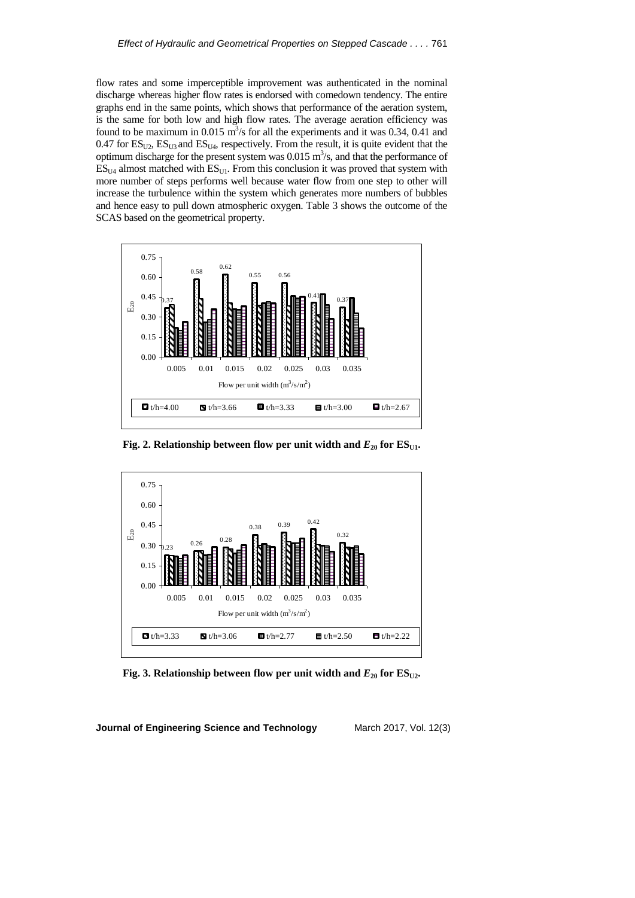flow rates and some imperceptible improvement was authenticated in the nominal discharge whereas higher flow rates is endorsed with comedown tendency. The entire graphs end in the same points, which shows that performance of the aeration system, is the same for both low and high flow rates. The average aeration efficiency was found to be maximum in 0.015 $m^3/s$ for all the experiments and it was 0.34, 0.41 and 0.47 for $ES_{U2}$, $ES_{U3}$ and $ES_{U4}$, respectively. From the result, it is quite evident that the optimum discharge for the present system was 0.015 $m^3/s$, and that the performance of $ES_{U4}$ almost matched with $ES_{U1}$. From this conclusion it was proved that system with more number of steps performs well because water flow from one step to other will increase the turbulence within the system which generates more numbers of bubbles and hence easy to pull down atmospheric oxygen. Table 3 shows the outcome of the SCAS based on the geometrical property.

**Fig. 2. Relationship between flow per unit width and $E_{20}$ for $ES_{U1}$.**

**Fig. 3. Relationship between flow per unit width and $E_{20}$ for $ES_{U2}$.**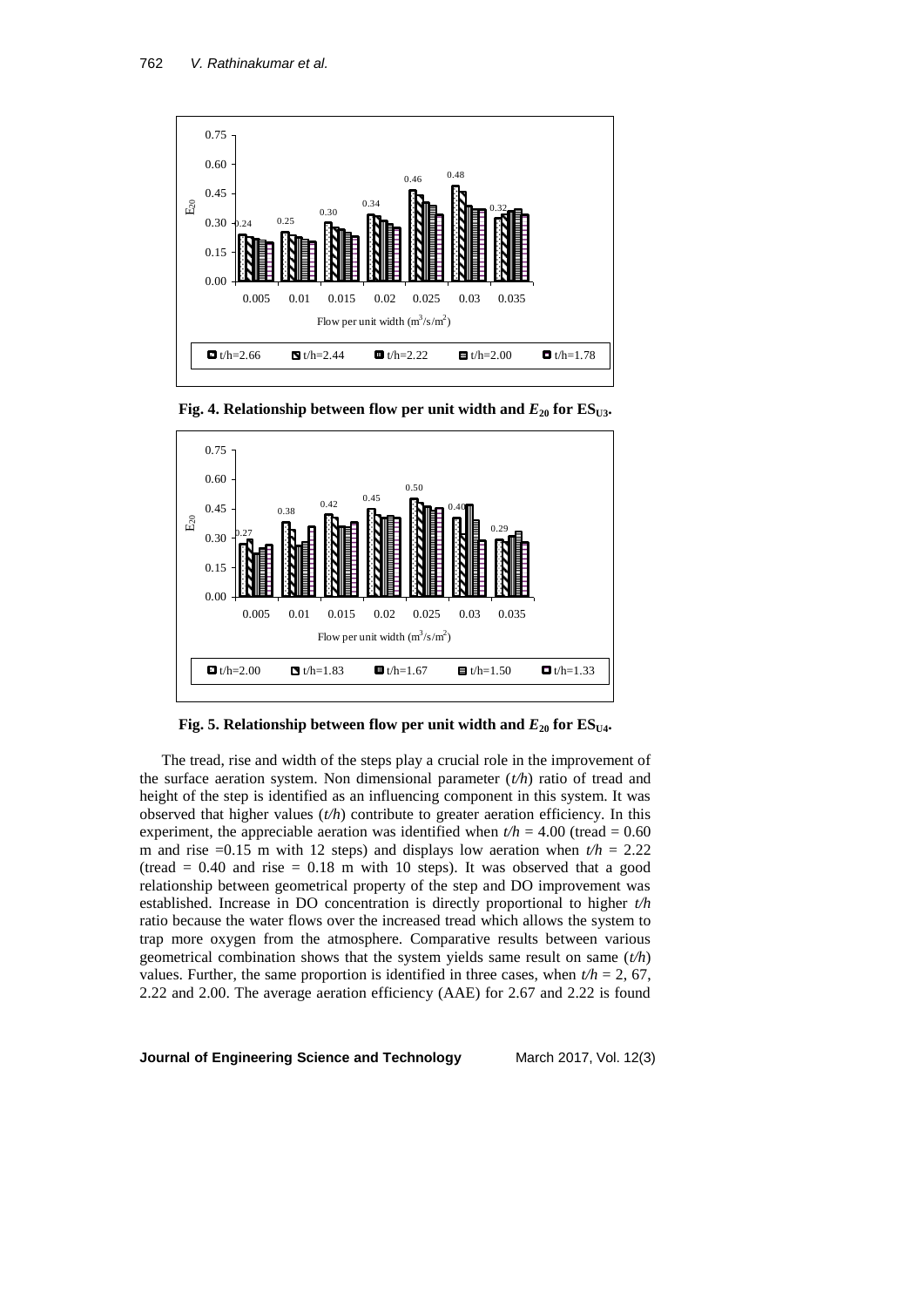**Fig. 4. Relationship between flow per unit width and $E_{20}$ for $ES_{U3}$.**

**Fig. 5. Relationship between flow per unit width and $E_{20}$ for $ES_{U4}$.**

The tread, rise and width of the steps play a crucial role in the improvement of the surface aeration system. Non dimensional parameter ($t/h$) ratio of tread and height of the step is identified as an influencing component in this system. It was observed that higher values ($t/h$) contribute to greater aeration efficiency. In this experiment, the appreciable aeration was identified when $t/h$ = 4.00 (tread = 0.60 m and rise =0.15 m with 12 steps) and displays low aeration when $t/h$ = 2.22 (tread = 0.40 and rise = 0.18 m with 10 steps). It was observed that a good relationship between geometrical property of the step and DO improvement was established. Increase in DO concentration is directly proportional to higher $t/h$ ratio because the water flows over the increased tread which allows the system to trap more oxygen from the atmosphere. Comparative results between various geometrical combination shows that the system yields same result on same ($t/h$) values. Further, the same proportion is identified in three cases, when $t/h$ = 2, 67, 2.22 and 2.00. The average aeration efficiency (AAE) for 2.67 and 2.22 is found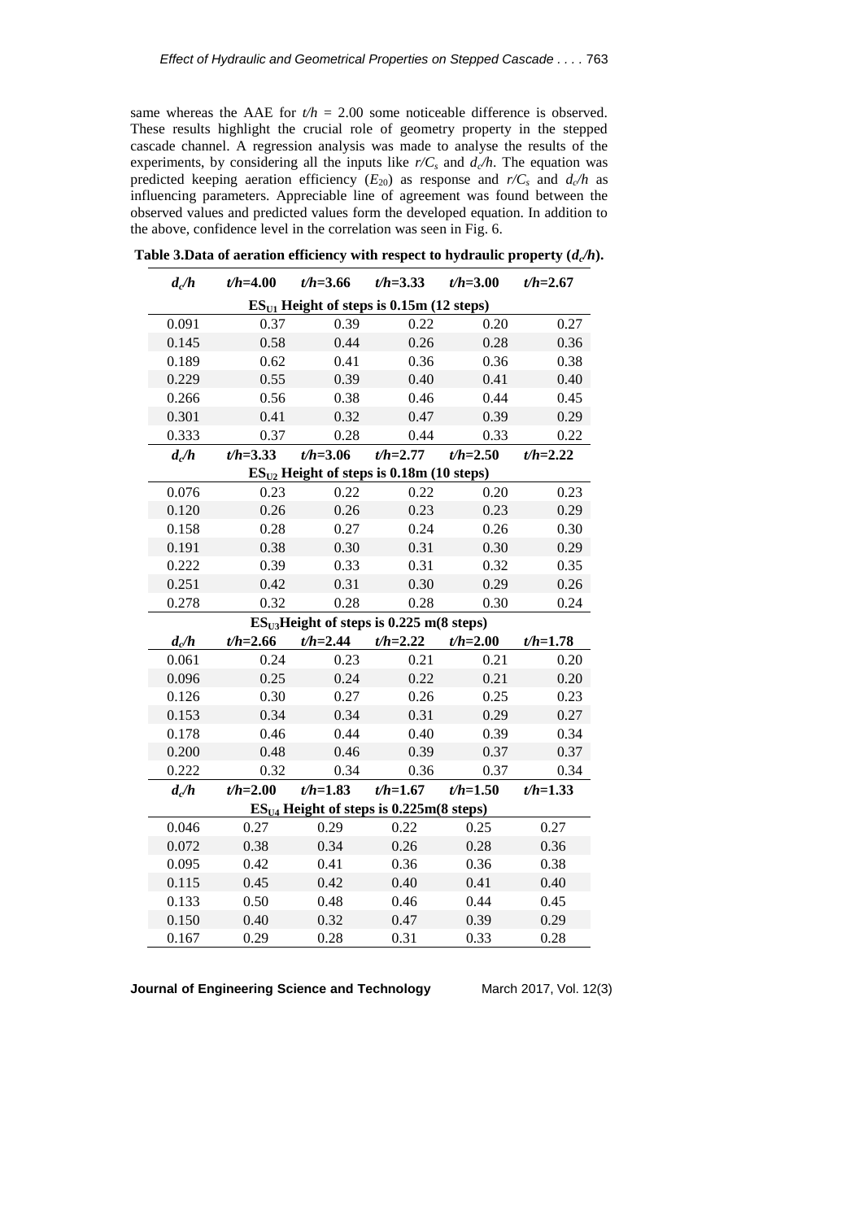same whereas the AAE for $t/h$ = 2.00 some noticeable difference is observed. These results highlight the crucial role of geometry property in the stepped cascade channel. A regression analysis was made to analyse the results of the experiments, by considering all the inputs like $r/C_s$ and $d_c/h$. The equation was predicted keeping aeration efficiency ($E_{20}$) as response and $r/C_s$ and $d_c/h$ as influencing parameters. Appreciable line of agreement was found between the observed values and predicted values form the developed equation. In addition to the above, confidence level in the correlation was seen in Fig. 6.

**Table 3.Data of aeration efficiency with respect to hydraulic property ($d_c/h$).**

| $d_c/h$ | $t/h$=4.00 | $t/h$=3.66 | $t/h$=3.33 | $t/h$=3.00 | $t/h$=2.67 |
|---|---|---|---|---|---|
| **$ES_{U1}$ Height of steps is 0.15m (12 steps)** | | | | | |
| 0.091 | 0.37 | 0.39 | 0.22 | 0.20 | 0.27 |
| 0.145 | 0.58 | 0.44 | 0.26 | 0.28 | 0.36 |
| 0.189 | 0.62 | 0.41 | 0.36 | 0.36 | 0.38 |
| 0.229 | 0.55 | 0.39 | 0.40 | 0.41 | 0.40 |
| 0.266 | 0.56 | 0.38 | 0.46 | 0.44 | 0.45 |
| 0.301 | 0.41 | 0.32 | 0.47 | 0.39 | 0.29 |
| 0.333 | 0.37 | 0.28 | 0.44 | 0.33 | 0.22 |
| **$d_c/h$** | **$t/h$=3.33** | **$t/h$=3.06** | **$t/h$=2.77** | **$t/h$=2.50** | **$t/h$=2.22** |
| **$ES_{U2}$ Height of steps is 0.18m (10 steps)** | | | | | |
| 0.076 | 0.23 | 0.22 | 0.22 | 0.20 | 0.23 |
| 0.120 | 0.26 | 0.26 | 0.23 | 0.23 | 0.29 |
| 0.158 | 0.28 | 0.27 | 0.24 | 0.26 | 0.30 |
| 0.191 | 0.38 | 0.30 | 0.31 | 0.30 | 0.29 |
| 0.222 | 0.39 | 0.33 | 0.31 | 0.32 | 0.35 |
| 0.251 | 0.42 | 0.31 | 0.30 | 0.29 | 0.26 |
| 0.278 | 0.32 | 0.28 | 0.28 | 0.30 | 0.24 |
| **$ES_{U3}$Height of steps is 0.225 m(8 steps)** | | | | | |
| **$d_c/h$** | **$t/h$=2.66** | **$t/h$=2.44** | **$t/h$=2.22** | **$t/h$=2.00** | **$t/h$=1.78** |
| 0.061 | 0.24 | 0.23 | 0.21 | 0.21 | 0.20 |
| 0.096 | 0.25 | 0.24 | 0.22 | 0.21 | 0.20 |
| 0.126 | 0.30 | 0.27 | 0.26 | 0.25 | 0.23 |
| 0.153 | 0.34 | 0.34 | 0.31 | 0.29 | 0.27 |
| 0.178 | 0.46 | 0.44 | 0.40 | 0.39 | 0.34 |
| 0.200 | 0.48 | 0.46 | 0.39 | 0.37 | 0.37 |
| 0.222 | 0.32 | 0.34 | 0.36 | 0.37 | 0.34 |
| **$d_c/h$** | **$t/h$=2.00** | **$t/h$=1.83** | **$t/h$=1.67** | **$t/h$=1.50** | **$t/h$=1.33** |
| **$ES_{U4}$ Height of steps is 0.225m(8 steps)** | | | | | |
| 0.046 | 0.27 | 0.29 | 0.22 | 0.25 | 0.27 |
| 0.072 | 0.38 | 0.34 | 0.26 | 0.28 | 0.36 |
| 0.095 | 0.42 | 0.41 | 0.36 | 0.36 | 0.38 |
| 0.115 | 0.45 | 0.42 | 0.40 | 0.41 | 0.40 |
| 0.133 | 0.50 | 0.48 | 0.46 | 0.44 | 0.45 |
| 0.150 | 0.40 | 0.32 | 0.47 | 0.39 | 0.29 |
| 0.167 | 0.29 | 0.28 | 0.31 | 0.33 | 0.28 |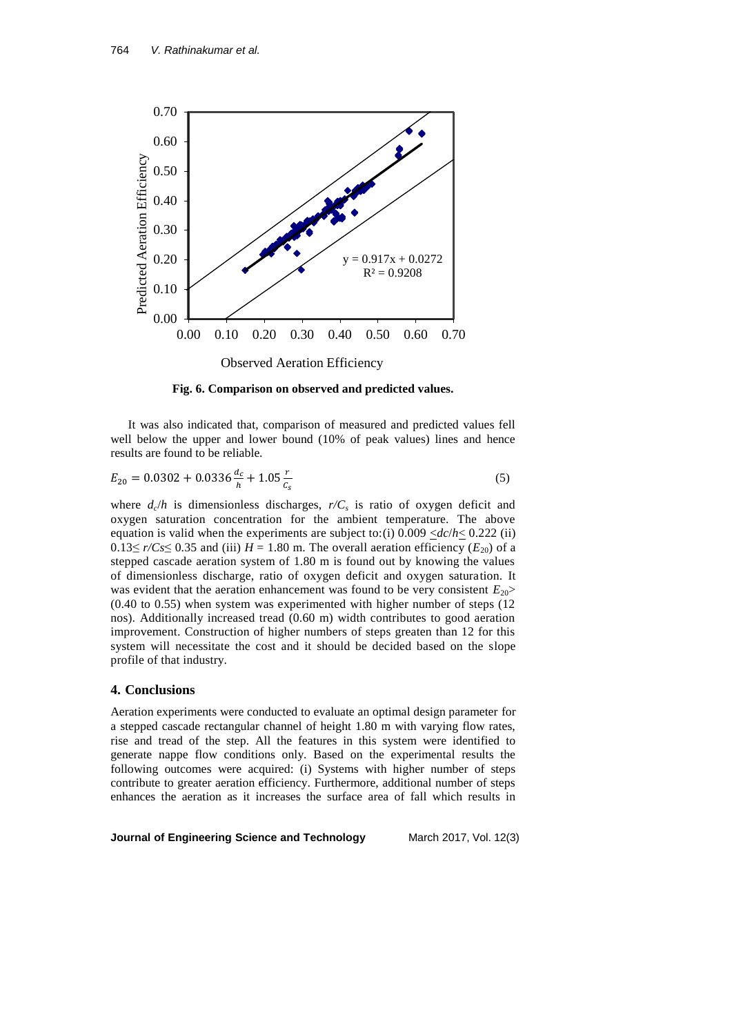Fig. 6. Comparison on observed and predicted values.

It was also indicated that, comparison of measured and predicted values fell well below the upper and lower bound (10% of peak values) lines and hence results are found to be reliable.

$$E_{20} = 0.0302 + 0.0336\frac{d_c}{h} + 1.05\frac{r}{C_s} \tag{5}$$

where $d_c/h$ is dimensionless discharges, $r/C_s$ is ratio of oxygen deficit and oxygen saturation concentration for the ambient temperature. The above equation is valid when the experiments are subject to:(i) $0.009 \leq dc/h \leq 0.222$ (ii) $0.13 \leq r/Cs \leq 0.35$ and (iii) $H = 1.80$ m. The overall aeration efficiency ($E_{20}$) of a stepped cascade aeration system of 1.80 m is found out by knowing the values of dimensionless discharge, ratio of oxygen deficit and oxygen saturation. It was evident that the aeration enhancement was found to be very consistent $E_{20}>$ (0.40 to 0.55) when system was experimented with higher number of steps (12 nos). Additionally increased tread (0.60 m) width contributes to good aeration improvement. Construction of higher numbers of steps greaten than 12 for this system will necessitate the cost and it should be decided based on the slope profile of that industry.

## 4. Conclusions

Aeration experiments were conducted to evaluate an optimal design parameter for a stepped cascade rectangular channel of height 1.80 m with varying flow rates, rise and tread of the step. All the features in this system were identified to generate nappe flow conditions only. Based on the experimental results the following outcomes were acquired: (i) Systems with higher number of steps contribute to greater aeration efficiency. Furthermore, additional number of steps enhances the aeration as it increases the surface area of fall which results in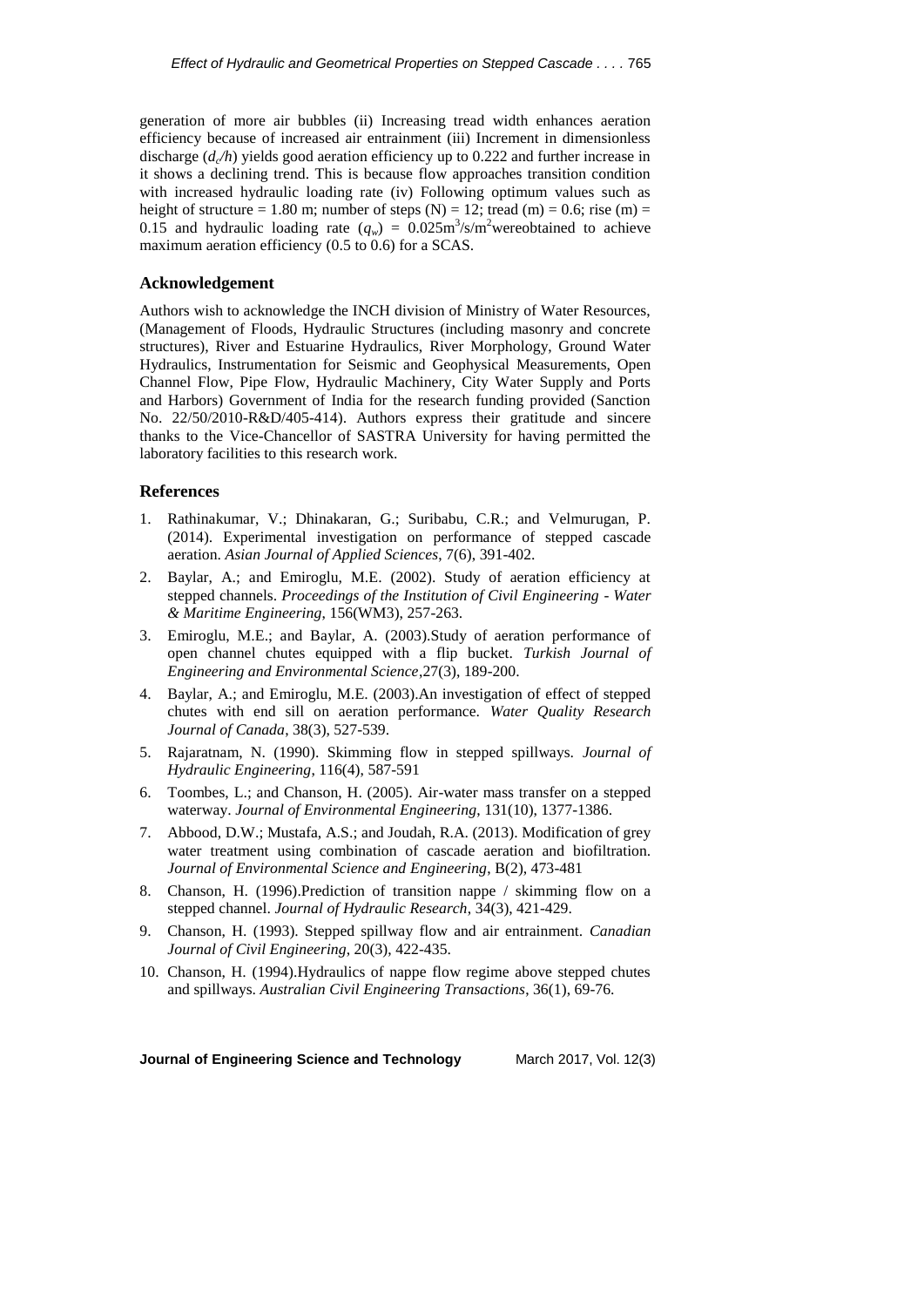generation of more air bubbles (ii) Increasing tread width enhances aeration efficiency because of increased air entrainment (iii) Increment in dimensionless discharge ($d_c/h$) yields good aeration efficiency up to 0.222 and further increase in it shows a declining trend. This is because flow approaches transition condition with increased hydraulic loading rate (iv) Following optimum values such as height of structure = 1.80 m; number of steps (N) = 12; tread (m) = 0.6; rise (m) = 0.15 and hydraulic loading rate ($q_w$) = 0.025m$^3$/s/m$^2$wereobtained to achieve maximum aeration efficiency (0.5 to 0.6) for a SCAS.

## Acknowledgement

Authors wish to acknowledge the INCH division of Ministry of Water Resources, (Management of Floods, Hydraulic Structures (including masonry and concrete structures), River and Estuarine Hydraulics, River Morphology, Ground Water Hydraulics, Instrumentation for Seismic and Geophysical Measurements, Open Channel Flow, Pipe Flow, Hydraulic Machinery, City Water Supply and Ports and Harbors) Government of India for the research funding provided (Sanction No. 22/50/2010-R&D/405-414). Authors express their gratitude and sincere thanks to the Vice-Chancellor of SASTRA University for having permitted the laboratory facilities to this research work.

## References

1. Rathinakumar, V.; Dhinakaran, G.; Suribabu, C.R.; and Velmurugan, P. (2014). Experimental investigation on performance of stepped cascade aeration. *Asian Journal of Applied Sciences*, 7(6), 391-402.
2. Baylar, A.; and Emiroglu, M.E. (2002). Study of aeration efficiency at stepped channels. *Proceedings of the Institution of Civil Engineering - Water & Maritime Engineering*, 156(WM3), 257-263.
3. Emiroglu, M.E.; and Baylar, A. (2003).Study of aeration performance of open channel chutes equipped with a flip bucket. *Turkish Journal of Engineering and Environmental Science*,27(3), 189-200.
4. Baylar, A.; and Emiroglu, M.E. (2003).An investigation of effect of stepped chutes with end sill on aeration performance. *Water Quality Research Journal of Canada*, 38(3), 527-539.
5. Rajaratnam, N. (1990). Skimming flow in stepped spillways. *Journal of Hydraulic Engineering*, 116(4), 587-591
6. Toombes, L.; and Chanson, H. (2005). Air-water mass transfer on a stepped waterway. *Journal of Environmental Engineering*, 131(10), 1377-1386.
7. Abbood, D.W.; Mustafa, A.S.; and Joudah, R.A. (2013). Modification of grey water treatment using combination of cascade aeration and biofiltration. *Journal of Environmental Science and Engineering*, B(2), 473-481
8. Chanson, H. (1996).Prediction of transition nappe / skimming flow on a stepped channel. *Journal of Hydraulic Research*, 34(3), 421-429.
9. Chanson, H. (1993). Stepped spillway flow and air entrainment. *Canadian Journal of Civil Engineering*, 20(3), 422-435.
10. Chanson, H. (1994).Hydraulics of nappe flow regime above stepped chutes and spillways. *Australian Civil Engineering Transactions*, 36(1), 69-76.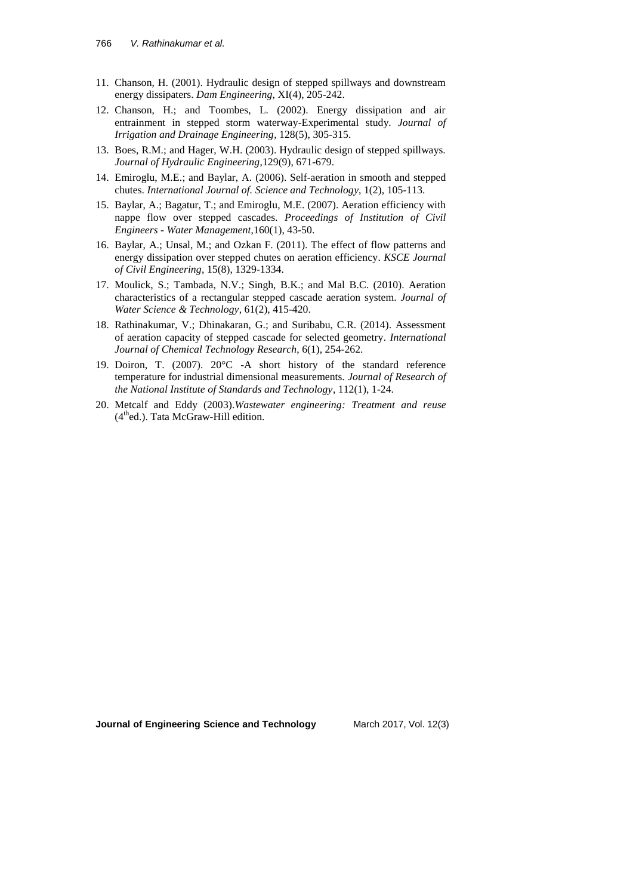11. Chanson, H. (2001). Hydraulic design of stepped spillways and downstream energy dissipaters. *Dam Engineering*, XI(4), 205-242.
12. Chanson, H.; and Toombes, L. (2002). Energy dissipation and air entrainment in stepped storm waterway-Experimental study. *Journal of Irrigation and Drainage Engineering*, 128(5), 305-315.
13. Boes, R.M.; and Hager, W.H. (2003). Hydraulic design of stepped spillways. *Journal of Hydraulic Engineering*,129(9), 671-679.
14. Emiroglu, M.E.; and Baylar, A. (2006). Self-aeration in smooth and stepped chutes. *International Journal of. Science and Technology*, 1(2), 105-113.
15. Baylar, A.; Bagatur, T.; and Emiroglu, M.E. (2007). Aeration efficiency with nappe flow over stepped cascades. *Proceedings of Institution of Civil Engineers - Water Management*,160(1), 43-50.
16. Baylar, A.; Unsal, M.; and Ozkan F. (2011). The effect of flow patterns and energy dissipation over stepped chutes on aeration efficiency. *KSCE Journal of Civil Engineering*, 15(8), 1329-1334.
17. Moulick, S.; Tambada, N.V.; Singh, B.K.; and Mal B.C. (2010). Aeration characteristics of a rectangular stepped cascade aeration system. *Journal of Water Science & Technology*, 61(2), 415-420.
18. Rathinakumar, V.; Dhinakaran, G.; and Suribabu, C.R. (2014). Assessment of aeration capacity of stepped cascade for selected geometry. *International Journal of Chemical Technology Research*, 6(1), 254-262.
19. Doiron, T. (2007). 20°C -A short history of the standard reference temperature for industrial dimensional measurements. *Journal of Research of the National Institute of Standards and Technology*, 112(1), 1-24.
20. Metcalf and Eddy (2003).*Wastewater engineering: Treatment and reuse* (4th ed.). Tata McGraw-Hill edition.